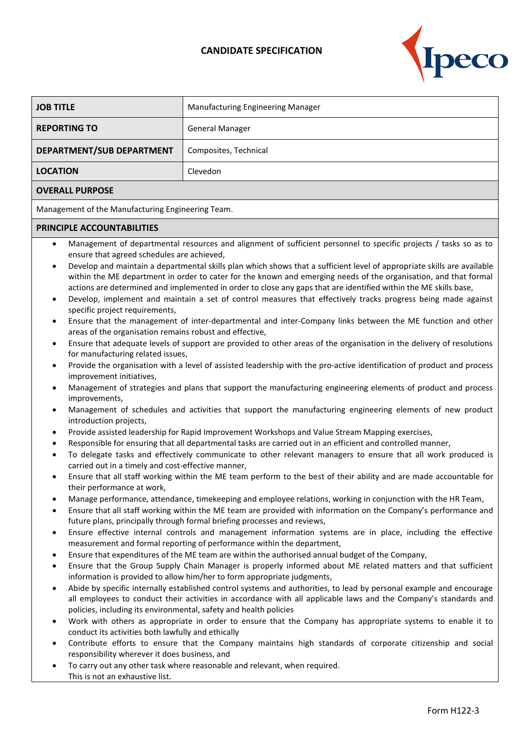# CANDIDATE SPECIFICATION

| **JOB TITLE** | Manufacturing Engineering Manager |
|---|---|
| **REPORTING TO** | General Manager |
| **DEPARTMENT/SUB DEPARTMENT** | Composites, Technical |
| **LOCATION** | Clevedon |

## OVERALL PURPOSE

Management of the Manufacturing Engineering Team.

## PRINCIPLE ACCOUNTABILITIES

- Management of departmental resources and alignment of sufficient personnel to specific projects / tasks so as to ensure that agreed schedules are achieved,
- Develop and maintain a departmental skills plan which shows that a sufficient level of appropriate skills are available within the ME department in order to cater for the known and emerging needs of the organisation, and that formal actions are determined and implemented in order to close any gaps that are identified within the ME skills base,
- Develop, implement and maintain a set of control measures that effectively tracks progress being made against specific project requirements,
- Ensure that the management of inter-departmental and inter-Company links between the ME function and other areas of the organisation remains robust and effective,
- Ensure that adequate levels of support are provided to other areas of the organisation in the delivery of resolutions for manufacturing related issues,
- Provide the organisation with a level of assisted leadership with the pro-active identification of product and process improvement initiatives,
- Management of strategies and plans that support the manufacturing engineering elements of product and process improvements,
- Management of schedules and activities that support the manufacturing engineering elements of new product introduction projects,
- Provide assisted leadership for Rapid Improvement Workshops and Value Stream Mapping exercises,
- Responsible for ensuring that all departmental tasks are carried out in an efficient and controlled manner,
- To delegate tasks and effectively communicate to other relevant managers to ensure that all work produced is carried out in a timely and cost-effective manner,
- Ensure that all staff working within the ME team perform to the best of their ability and are made accountable for their performance at work,
- Manage performance, attendance, timekeeping and employee relations, working in conjunction with the HR Team,
- Ensure that all staff working within the ME team are provided with information on the Company's performance and future plans, principally through formal briefing processes and reviews,
- Ensure effective internal controls and management information systems are in place, including the effective measurement and formal reporting of performance within the department,
- Ensure that expenditures of the ME team are within the authorised annual budget of the Company,
- Ensure that the Group Supply Chain Manager is properly informed about ME related matters and that sufficient information is provided to allow him/her to form appropriate judgments,
- Abide by specific internally established control systems and authorities, to lead by personal example and encourage all employees to conduct their activities in accordance with all applicable laws and the Company's standards and policies, including its environmental, safety and health policies
- Work with others as appropriate in order to ensure that the Company has appropriate systems to enable it to conduct its activities both lawfully and ethically
- Contribute efforts to ensure that the Company maintains high standards of corporate citizenship and social responsibility wherever it does business, and
- To carry out any other task where reasonable and relevant, when required.
  This is not an exhaustive list.

Form H122-3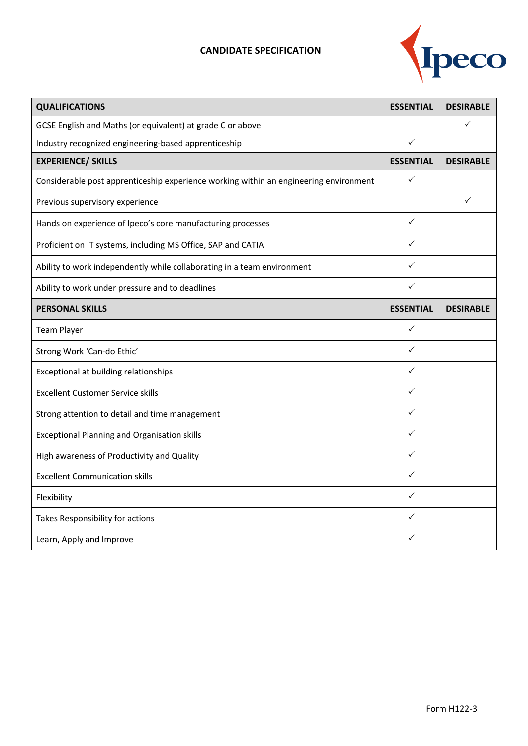# CANDIDATE SPECIFICATION

| QUALIFICATIONS | ESSENTIAL | DESIRABLE |
|---|---|---|
| GCSE English and Maths (or equivalent) at grade C or above | | ✓ |
| Industry recognized engineering-based apprenticeship | ✓ | |
| **EXPERIENCE/ SKILLS** | **ESSENTIAL** | **DESIRABLE** |
| Considerable post apprenticeship experience working within an engineering environment | ✓ | |
| Previous supervisory experience | | ✓ |
| Hands on experience of Ipeco's core manufacturing processes | ✓ | |
| Proficient on IT systems, including MS Office, SAP and CATIA | ✓ | |
| Ability to work independently while collaborating in a team environment | ✓ | |
| Ability to work under pressure and to deadlines | ✓ | |
| **PERSONAL SKILLS** | **ESSENTIAL** | **DESIRABLE** |
| Team Player | ✓ | |
| Strong Work 'Can-do Ethic' | ✓ | |
| Exceptional at building relationships | ✓ | |
| Excellent Customer Service skills | ✓ | |
| Strong attention to detail and time management | ✓ | |
| Exceptional Planning and Organisation skills | ✓ | |
| High awareness of Productivity and Quality | ✓ | |
| Excellent Communication skills | ✓ | |
| Flexibility | ✓ | |
| Takes Responsibility for actions | ✓ | |
| Learn, Apply and Improve | ✓ | |

Form H122-3